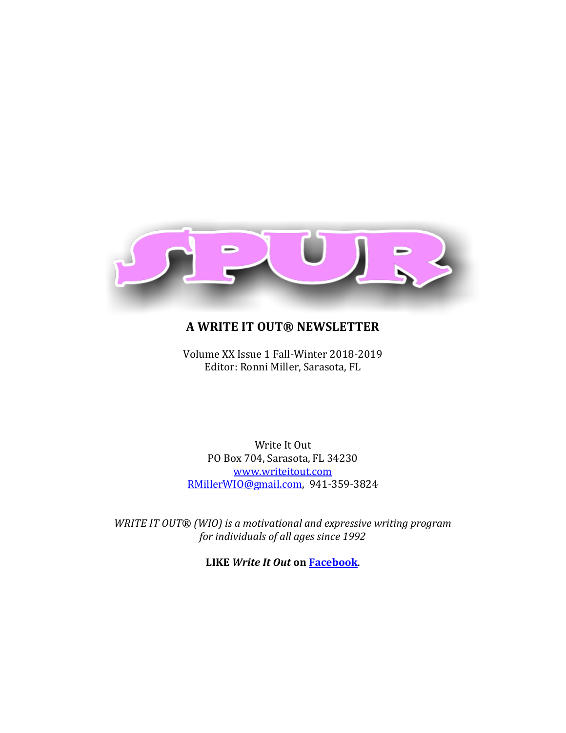# SPUR

**A WRITE IT OUT® NEWSLETTER**

Volume XX Issue 1 Fall-Winter 2018-2019
Editor: Ronni Miller, Sarasota, FL

Write It Out
PO Box 704, Sarasota, FL 34230
www.writeitout.com
RMillerWIO@gmail.com, 941-359-3824

*WRITE IT OUT® (WIO) is a motivational and expressive writing program for individuals of all ages since 1992*

**LIKE *Write It Out* on Facebook.**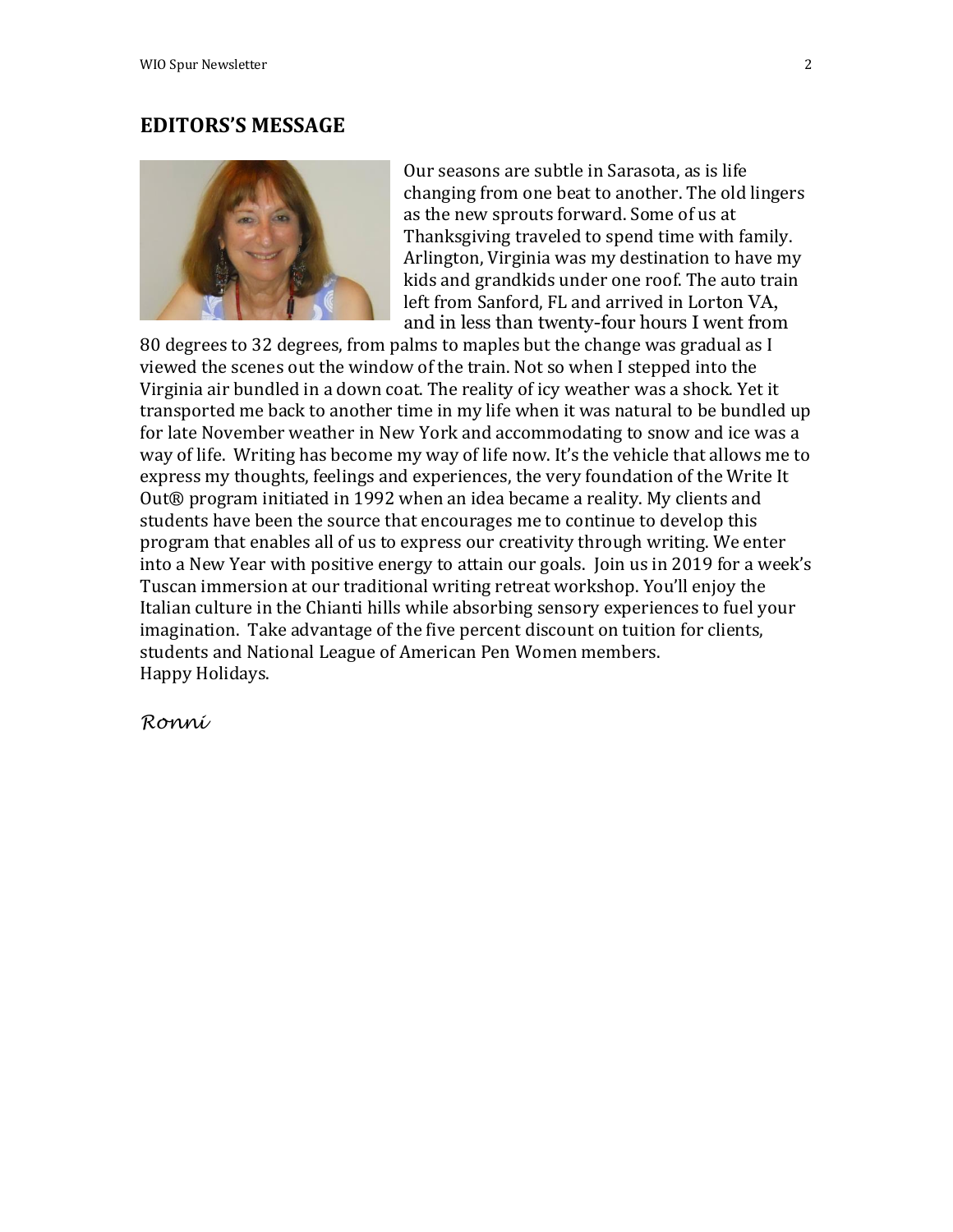## EDITORS'S MESSAGE

Our seasons are subtle in Sarasota, as is life changing from one beat to another. The old lingers as the new sprouts forward. Some of us at Thanksgiving traveled to spend time with family. Arlington, Virginia was my destination to have my kids and grandkids under one roof. The auto train left from Sanford, FL and arrived in Lorton VA, and in less than twenty-four hours I went from 80 degrees to 32 degrees, from palms to maples but the change was gradual as I viewed the scenes out the window of the train. Not so when I stepped into the Virginia air bundled in a down coat. The reality of icy weather was a shock. Yet it transported me back to another time in my life when it was natural to be bundled up for late November weather in New York and accommodating to snow and ice was a way of life. Writing has become my way of life now. It's the vehicle that allows me to express my thoughts, feelings and experiences, the very foundation of the Write It Out® program initiated in 1992 when an idea became a reality. My clients and students have been the source that encourages me to continue to develop this program that enables all of us to express our creativity through writing. We enter into a New Year with positive energy to attain our goals. Join us in 2019 for a week's Tuscan immersion at our traditional writing retreat workshop. You'll enjoy the Italian culture in the Chianti hills while absorbing sensory experiences to fuel your imagination. Take advantage of the five percent discount on tuition for clients, students and National League of American Pen Women members.
Happy Holidays.

*Ronni*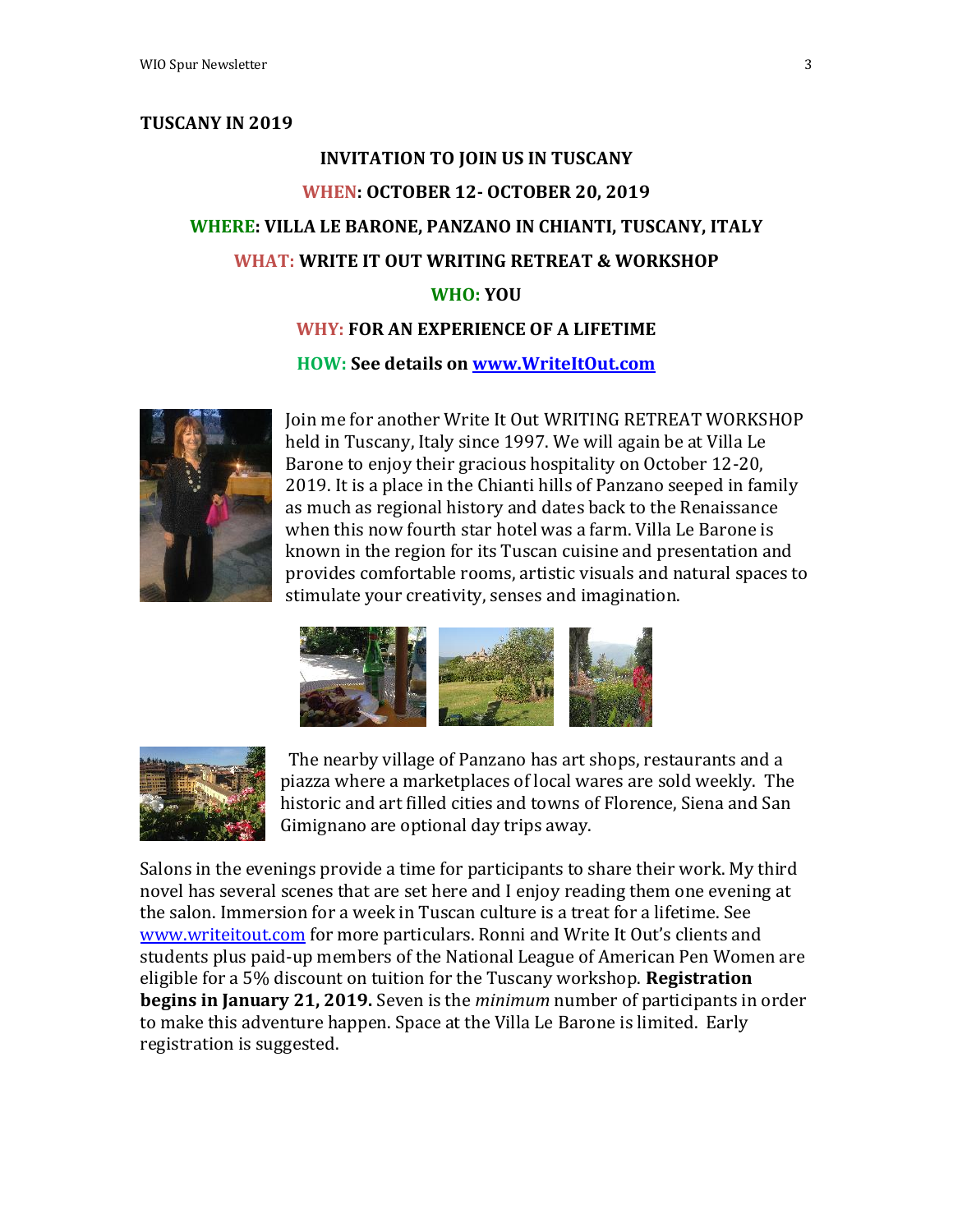## TUSCANY IN 2019

**INVITATION TO JOIN US IN TUSCANY**

**WHEN: OCTOBER 12- OCTOBER 20, 2019**

**WHERE: VILLA LE BARONE, PANZANO IN CHIANTI, TUSCANY, ITALY**

**WHAT: WRITE IT OUT WRITING RETREAT & WORKSHOP**

**WHO: YOU**

**WHY: FOR AN EXPERIENCE OF A LIFETIME**

**HOW: See details on [www.WriteItOut.com](http://www.WriteItOut.com)**

Join me for another Write It Out WRITING RETREAT WORKSHOP held in Tuscany, Italy since 1997. We will again be at Villa Le Barone to enjoy their gracious hospitality on October 12-20, 2019. It is a place in the Chianti hills of Panzano seeped in family as much as regional history and dates back to the Renaissance when this now fourth star hotel was a farm. Villa Le Barone is known in the region for its Tuscan cuisine and presentation and provides comfortable rooms, artistic visuals and natural spaces to stimulate your creativity, senses and imagination.

The nearby village of Panzano has art shops, restaurants and a piazza where a marketplaces of local wares are sold weekly. The historic and art filled cities and towns of Florence, Siena and San Gimignano are optional day trips away.

Salons in the evenings provide a time for participants to share their work. My third novel has several scenes that are set here and I enjoy reading them one evening at the salon. Immersion for a week in Tuscan culture is a treat for a lifetime. See [www.writeitout.com](http://www.writeitout.com) for more particulars. Ronni and Write It Out's clients and students plus paid-up members of the National League of American Pen Women are eligible for a 5% discount on tuition for the Tuscany workshop. **Registration begins in January 21, 2019.** Seven is the *minimum* number of participants in order to make this adventure happen. Space at the Villa Le Barone is limited. Early registration is suggested.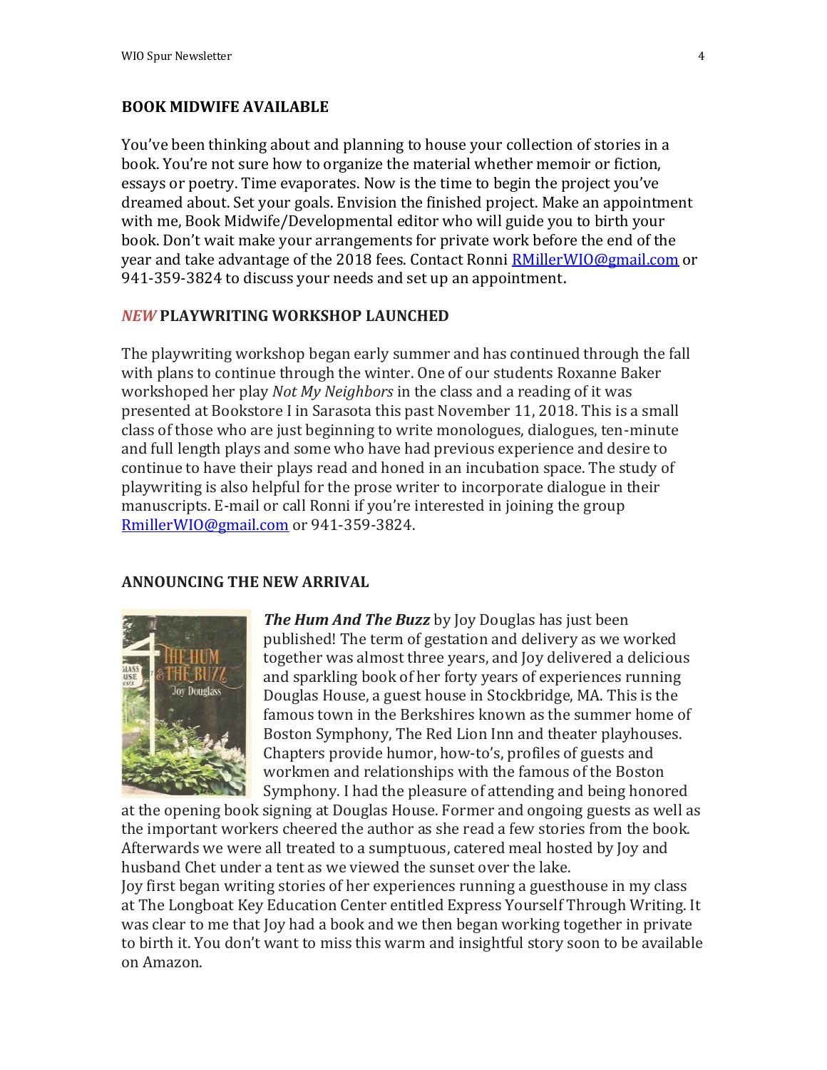## BOOK MIDWIFE AVAILABLE

You've been thinking about and planning to house your collection of stories in a book. You're not sure how to organize the material whether memoir or fiction, essays or poetry. Time evaporates. Now is the time to begin the project you've dreamed about. Set your goals. Envision the finished project. Make an appointment with me, Book Midwife/Developmental editor who will guide you to birth your book. Don't wait make your arrangements for private work before the end of the year and take advantage of the 2018 fees. Contact Ronni RMillerWIO@gmail.com or 941-359-3824 to discuss your needs and set up an appointment.

## *NEW* PLAYWRITING WORKSHOP LAUNCHED

The playwriting workshop began early summer and has continued through the fall with plans to continue through the winter. One of our students Roxanne Baker workshoped her play *Not My Neighbors* in the class and a reading of it was presented at Bookstore I in Sarasota this past November 11, 2018. This is a small class of those who are just beginning to write monologues, dialogues, ten-minute and full length plays and some who have had previous experience and desire to continue to have their plays read and honed in an incubation space. The study of playwriting is also helpful for the prose writer to incorporate dialogue in their manuscripts. E-mail or call Ronni if you're interested in joining the group RmillerWIO@gmail.com or 941-359-3824.

## ANNOUNCING THE NEW ARRIVAL

***The Hum And The Buzz*** by Joy Douglas has just been published! The term of gestation and delivery as we worked together was almost three years, and Joy delivered a delicious and sparkling book of her forty years of experiences running Douglas House, a guest house in Stockbridge, MA. This is the famous town in the Berkshires known as the summer home of Boston Symphony, The Red Lion Inn and theater playhouses. Chapters provide humor, how-to's, profiles of guests and workmen and relationships with the famous of the Boston Symphony. I had the pleasure of attending and being honored at the opening book signing at Douglas House. Former and ongoing guests as well as the important workers cheered the author as she read a few stories from the book. Afterwards we were all treated to a sumptuous, catered meal hosted by Joy and husband Chet under a tent as we viewed the sunset over the lake.

Joy first began writing stories of her experiences running a guesthouse in my class at The Longboat Key Education Center entitled Express Yourself Through Writing. It was clear to me that Joy had a book and we then began working together in private to birth it. You don't want to miss this warm and insightful story soon to be available on Amazon.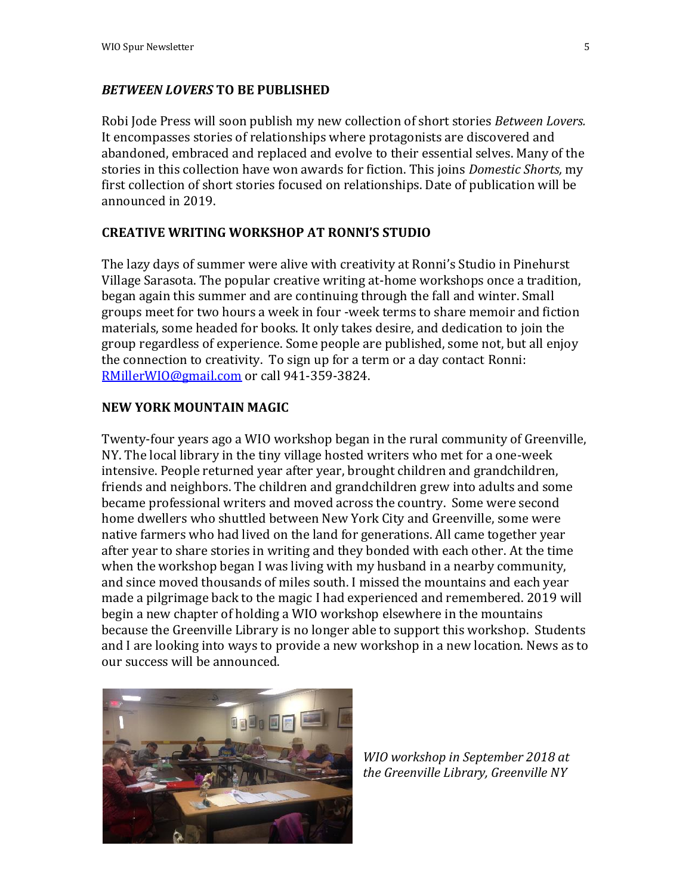### *BETWEEN LOVERS* TO BE PUBLISHED

Robi Jode Press will soon publish my new collection of short stories *Between Lovers.* It encompasses stories of relationships where protagonists are discovered and abandoned, embraced and replaced and evolve to their essential selves. Many of the stories in this collection have won awards for fiction. This joins *Domestic Shorts,* my first collection of short stories focused on relationships. Date of publication will be announced in 2019.

### CREATIVE WRITING WORKSHOP AT RONNI'S STUDIO

The lazy days of summer were alive with creativity at Ronni's Studio in Pinehurst Village Sarasota. The popular creative writing at-home workshops once a tradition, began again this summer and are continuing through the fall and winter. Small groups meet for two hours a week in four -week terms to share memoir and fiction materials, some headed for books. It only takes desire, and dedication to join the group regardless of experience. Some people are published, some not, but all enjoy the connection to creativity. To sign up for a term or a day contact Ronni: RMillerWIO@gmail.com or call 941-359-3824.

### NEW YORK MOUNTAIN MAGIC

Twenty-four years ago a WIO workshop began in the rural community of Greenville, NY. The local library in the tiny village hosted writers who met for a one-week intensive. People returned year after year, brought children and grandchildren, friends and neighbors. The children and grandchildren grew into adults and some became professional writers and moved across the country. Some were second home dwellers who shuttled between New York City and Greenville, some were native farmers who had lived on the land for generations. All came together year after year to share stories in writing and they bonded with each other. At the time when the workshop began I was living with my husband in a nearby community, and since moved thousands of miles south. I missed the mountains and each year made a pilgrimage back to the magic I had experienced and remembered. 2019 will begin a new chapter of holding a WIO workshop elsewhere in the mountains because the Greenville Library is no longer able to support this workshop. Students and I are looking into ways to provide a new workshop in a new location. News as to our success will be announced.

*WIO workshop in September 2018 at the Greenville Library, Greenville NY*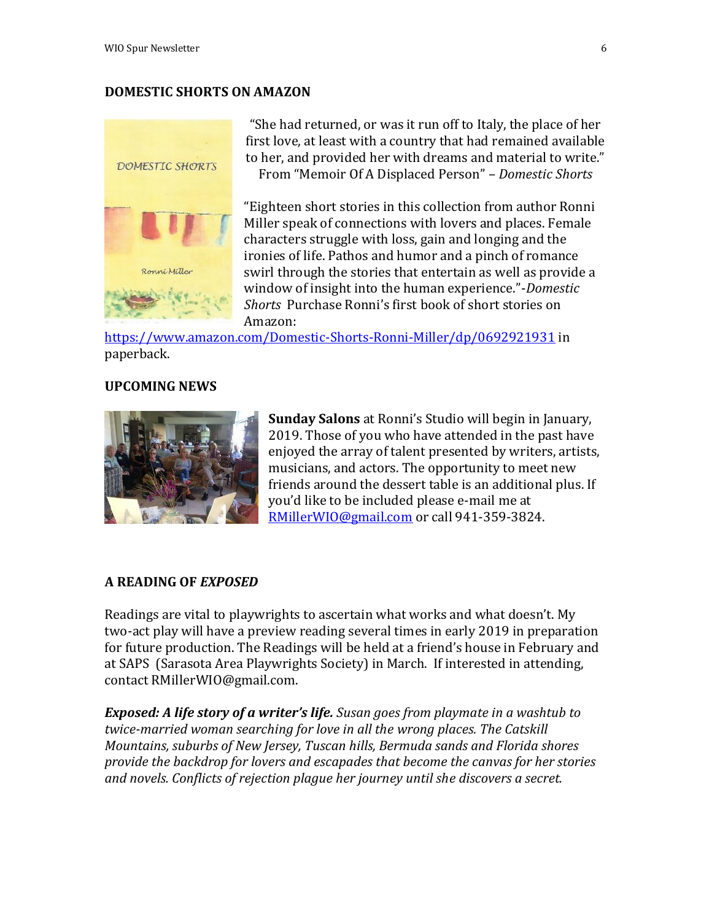## DOMESTIC SHORTS ON AMAZON

"She had returned, or was it run off to Italy, the place of her first love, at least with a country that had remained available to her, and provided her with dreams and material to write." From "Memoir Of A Displaced Person" – *Domestic Shorts*

"Eighteen short stories in this collection from author Ronni Miller speak of connections with lovers and places. Female characters struggle with loss, gain and longing and the ironies of life. Pathos and humor and a pinch of romance swirl through the stories that entertain as well as provide a window of insight into the human experience."-*Domestic Shorts* Purchase Ronni's first book of short stories on Amazon: https://www.amazon.com/Domestic-Shorts-Ronni-Miller/dp/0692921931 in paperback.

## UPCOMING NEWS

**Sunday Salons** at Ronni's Studio will begin in January, 2019. Those of you who have attended in the past have enjoyed the array of talent presented by writers, artists, musicians, and actors. The opportunity to meet new friends around the dessert table is an additional plus. If you'd like to be included please e-mail me at RMillerWIO@gmail.com or call 941-359-3824.

## A READING OF *EXPOSED*

Readings are vital to playwrights to ascertain what works and what doesn't. My two-act play will have a preview reading several times in early 2019 in preparation for future production. The Readings will be held at a friend's house in February and at SAPS (Sarasota Area Playwrights Society) in March. If interested in attending, contact RMillerWIO@gmail.com.

***Exposed: A life story of a writer's life.*** *Susan goes from playmate in a washtub to twice-married woman searching for love in all the wrong places. The Catskill Mountains, suburbs of New Jersey, Tuscan hills, Bermuda sands and Florida shores provide the backdrop for lovers and escapades that become the canvas for her stories and novels. Conflicts of rejection plague her journey until she discovers a secret.*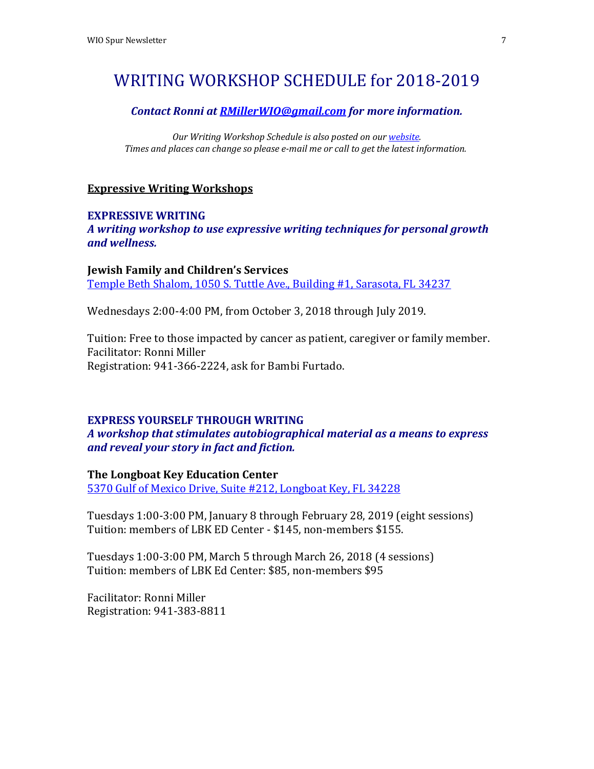# WRITING WORKSHOP SCHEDULE for 2018-2019

***Contact Ronni at [RMillerWIO@gmail.com](mailto:RMillerWIO@gmail.com) for more information.***

*Our Writing Workshop Schedule is also posted on our [website](#).*
*Times and places can change so please e-mail me or call to get the latest information.*

## Expressive Writing Workshops

### EXPRESSIVE WRITING

***A writing workshop to use expressive writing techniques for personal growth and wellness.***

**Jewish Family and Children's Services**
[Temple Beth Shalom, 1050 S. Tuttle Ave., Building #1, Sarasota, FL 34237](#)

Wednesdays 2:00-4:00 PM, from October 3, 2018 through July 2019.

Tuition: Free to those impacted by cancer as patient, caregiver or family member.
Facilitator: Ronni Miller
Registration: 941-366-2224, ask for Bambi Furtado.

### EXPRESS YOURSELF THROUGH WRITING

***A workshop that stimulates autobiographical material as a means to express and reveal your story in fact and fiction.***

**The Longboat Key Education Center**
[5370 Gulf of Mexico Drive, Suite #212, Longboat Key, FL 34228](#)

Tuesdays 1:00-3:00 PM, January 8 through February 28, 2019 (eight sessions)
Tuition: members of LBK ED Center - $145, non-members $155.

Tuesdays 1:00-3:00 PM, March 5 through March 26, 2018 (4 sessions)
Tuition: members of LBK Ed Center: $85, non-members $95

Facilitator: Ronni Miller
Registration: 941-383-8811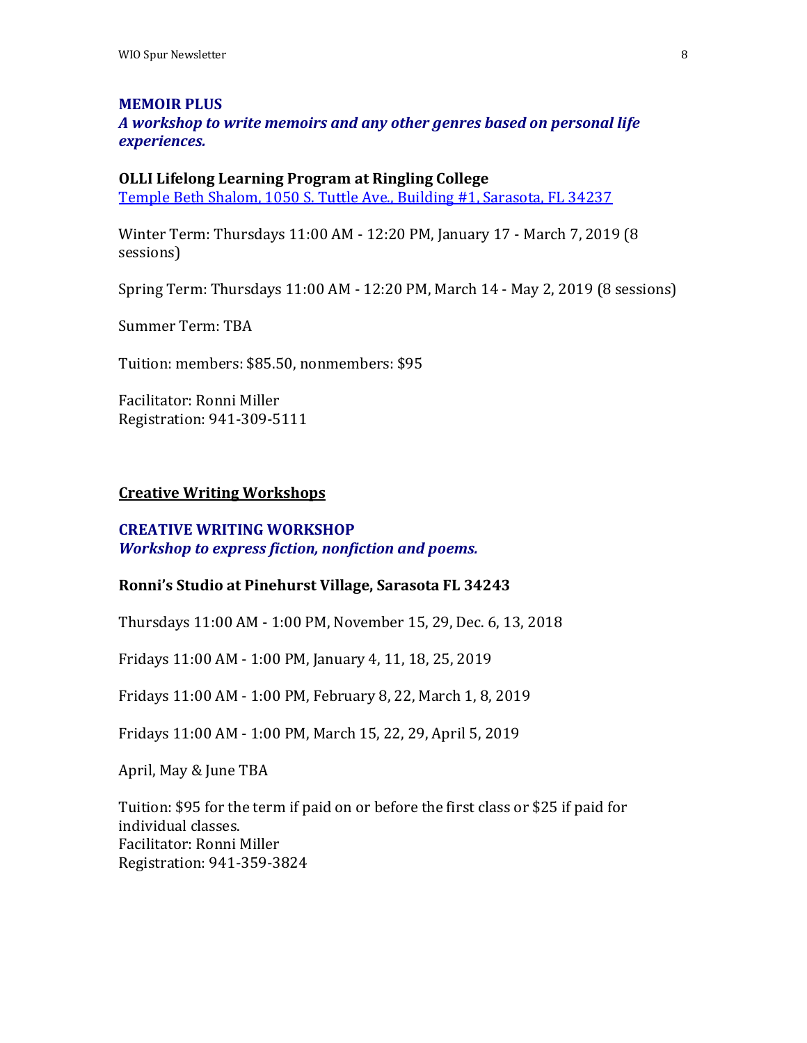**MEMOIR PLUS**

***A workshop to write memoirs and any other genres based on personal life experiences.***

**OLLI Lifelong Learning Program at Ringling College**

Temple Beth Shalom, 1050 S. Tuttle Ave., Building #1, Sarasota, FL 34237

Winter Term: Thursdays 11:00 AM - 12:20 PM, January 17 - March 7, 2019 (8 sessions)

Spring Term: Thursdays 11:00 AM - 12:20 PM, March 14 - May 2, 2019 (8 sessions)

Summer Term: TBA

Tuition: members: $85.50, nonmembers: $95

Facilitator: Ronni Miller
Registration: 941-309-5111

## Creative Writing Workshops

**CREATIVE WRITING WORKSHOP**

***Workshop to express fiction, nonfiction and poems.***

**Ronni's Studio at Pinehurst Village, Sarasota FL 34243**

Thursdays 11:00 AM - 1:00 PM, November 15, 29, Dec. 6, 13, 2018

Fridays 11:00 AM - 1:00 PM, January 4, 11, 18, 25, 2019

Fridays 11:00 AM - 1:00 PM, February 8, 22, March 1, 8, 2019

Fridays 11:00 AM - 1:00 PM, March 15, 22, 29, April 5, 2019

April, May & June TBA

Tuition: $95 for the term if paid on or before the first class or $25 if paid for individual classes.
Facilitator: Ronni Miller
Registration: 941-359-3824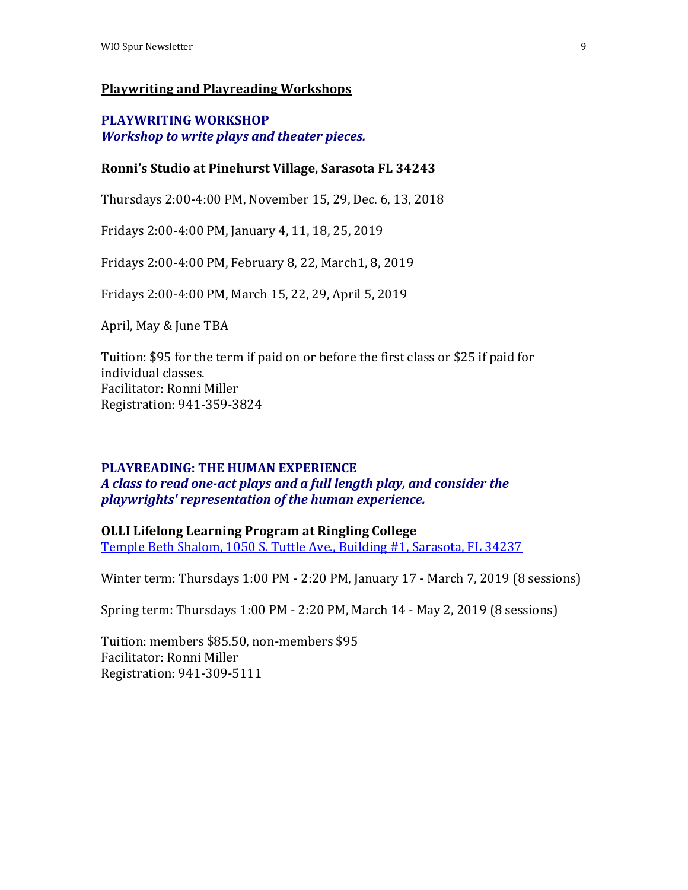## <u>Playwriting and Playreading Workshops</u>

### PLAYWRITING WORKSHOP

***Workshop to write plays and theater pieces.***

**Ronni's Studio at Pinehurst Village, Sarasota FL 34243**

Thursdays 2:00-4:00 PM, November 15, 29, Dec. 6, 13, 2018

Fridays 2:00-4:00 PM, January 4, 11, 18, 25, 2019

Fridays 2:00-4:00 PM, February 8, 22, March1, 8, 2019

Fridays 2:00-4:00 PM, March 15, 22, 29, April 5, 2019

April, May & June TBA

Tuition: $95 for the term if paid on or before the first class or $25 if paid for individual classes.
Facilitator: Ronni Miller
Registration: 941-359-3824

### PLAYREADING: THE HUMAN EXPERIENCE

***A class to read one-act plays and a full length play, and consider the playwrights' representation of the human experience.***

**OLLI Lifelong Learning Program at Ringling College**
[Temple Beth Shalom, 1050 S. Tuttle Ave., Building #1, Sarasota, FL 34237]()

Winter term: Thursdays 1:00 PM - 2:20 PM, January 17 - March 7, 2019 (8 sessions)

Spring term: Thursdays 1:00 PM - 2:20 PM, March 14 - May 2, 2019 (8 sessions)

Tuition: members $85.50, non-members $95
Facilitator: Ronni Miller
Registration: 941-309-5111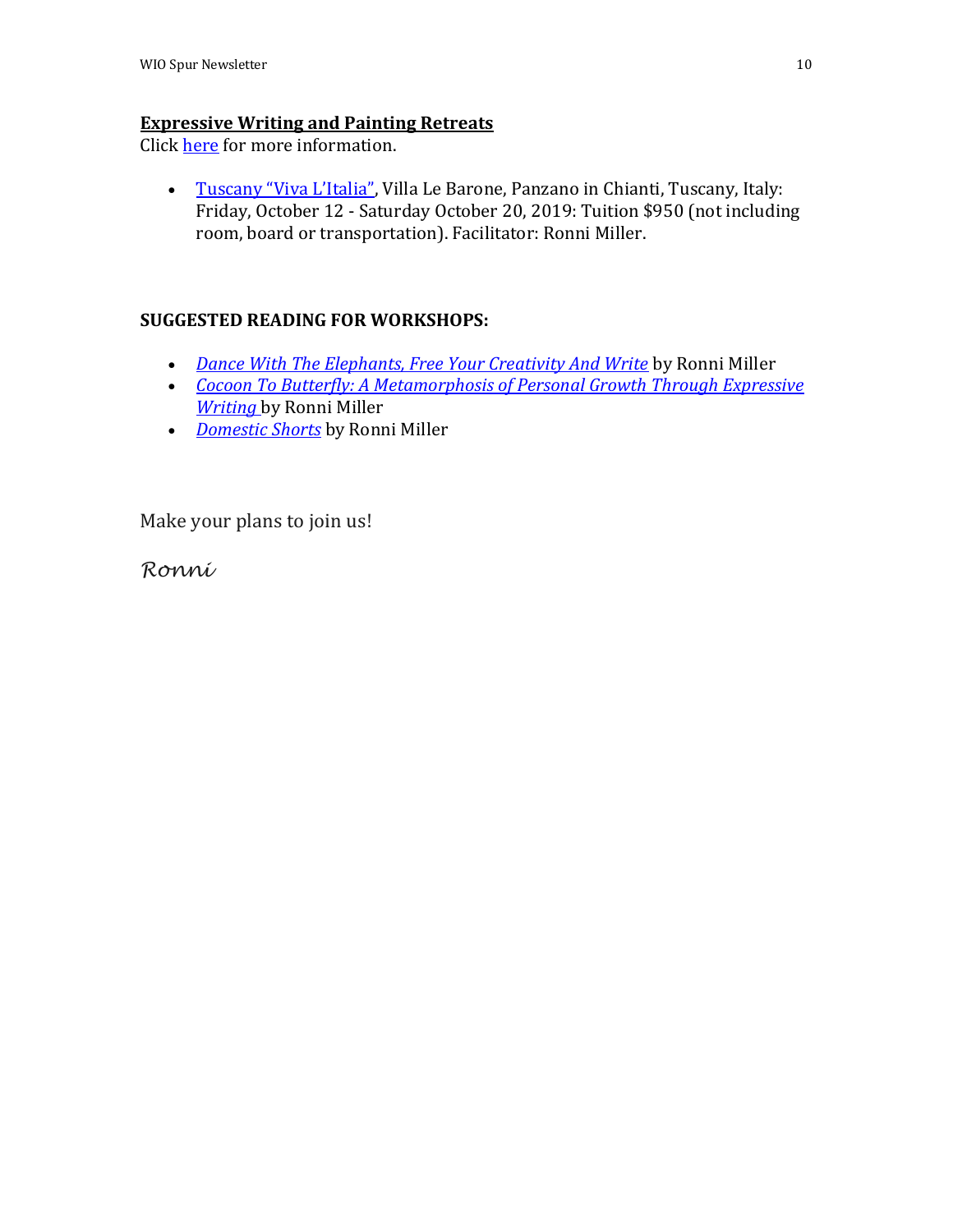## Expressive Writing and Painting Retreats

Click here for more information.

- Tuscany "Viva L'Italia", Villa Le Barone, Panzano in Chianti, Tuscany, Italy: Friday, October 12 - Saturday October 20, 2019: Tuition $950 (not including room, board or transportation). Facilitator: Ronni Miller.

**SUGGESTED READING FOR WORKSHOPS:**

- *Dance With The Elephants, Free Your Creativity And Write* by Ronni Miller
- *Cocoon To Butterfly: A Metamorphosis of Personal Growth Through Expressive Writing* by Ronni Miller
- *Domestic Shorts* by Ronni Miller

Make your plans to join us!

*Ronni*